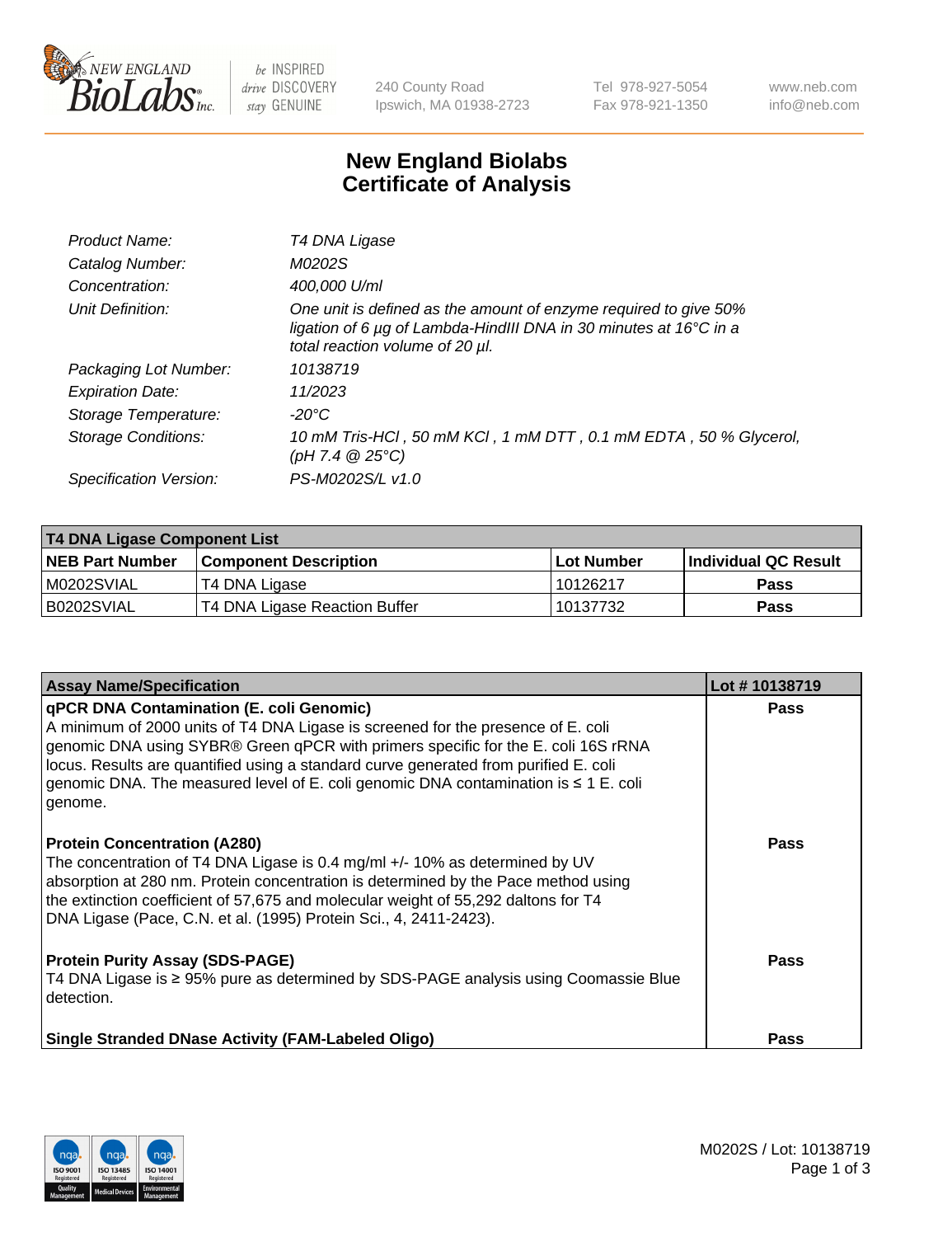# New England Biolabs Certificate of Analysis

| | |
|---|---|
| *Product Name:* | *T4 DNA Ligase* |
| *Catalog Number:* | *M0202S* |
| *Concentration:* | *400,000 U/ml* |
| *Unit Definition:* | *One unit is defined as the amount of enzyme required to give 50% ligation of 6 µg of Lambda-HindIII DNA in 30 minutes at 16°C in a total reaction volume of 20 µl.* |
| *Packaging Lot Number:* | *10138719* |
| *Expiration Date:* | *11/2023* |
| *Storage Temperature:* | *-20°C* |
| *Storage Conditions:* | *10 mM Tris-HCl , 50 mM KCl , 1 mM DTT , 0.1 mM EDTA , 50 % Glycerol, (pH 7.4 @ 25°C)* |
| *Specification Version:* | *PS-M0202S/L v1.0* |

| T4 DNA Ligase Component List | | | |
|---|---|---|---|
| **NEB Part Number** | **Component Description** | **Lot Number** | **Individual QC Result** |
| M0202SVIAL | T4 DNA Ligase | 10126217 | Pass |
| B0202SVIAL | T4 DNA Ligase Reaction Buffer | 10137732 | Pass |

| Assay Name/Specification | Lot # 10138719 |
|---|---|
| **qPCR DNA Contamination (E. coli Genomic)** A minimum of 2000 units of T4 DNA Ligase is screened for the presence of E. coli genomic DNA using SYBR® Green qPCR with primers specific for the E. coli 16S rRNA locus. Results are quantified using a standard curve generated from purified E. coli genomic DNA. The measured level of E. coli genomic DNA contamination is ≤ 1 E. coli genome. | Pass |
| **Protein Concentration (A280)** The concentration of T4 DNA Ligase is 0.4 mg/ml +/- 10% as determined by UV absorption at 280 nm. Protein concentration is determined by the Pace method using the extinction coefficient of 57,675 and molecular weight of 55,292 daltons for T4 DNA Ligase (Pace, C.N. et al. (1995) Protein Sci., 4, 2411-2423). | Pass |
| **Protein Purity Assay (SDS-PAGE)** T4 DNA Ligase is ≥ 95% pure as determined by SDS-PAGE analysis using Coomassie Blue detection. | Pass |
| **Single Stranded DNase Activity (FAM-Labeled Oligo)** | Pass |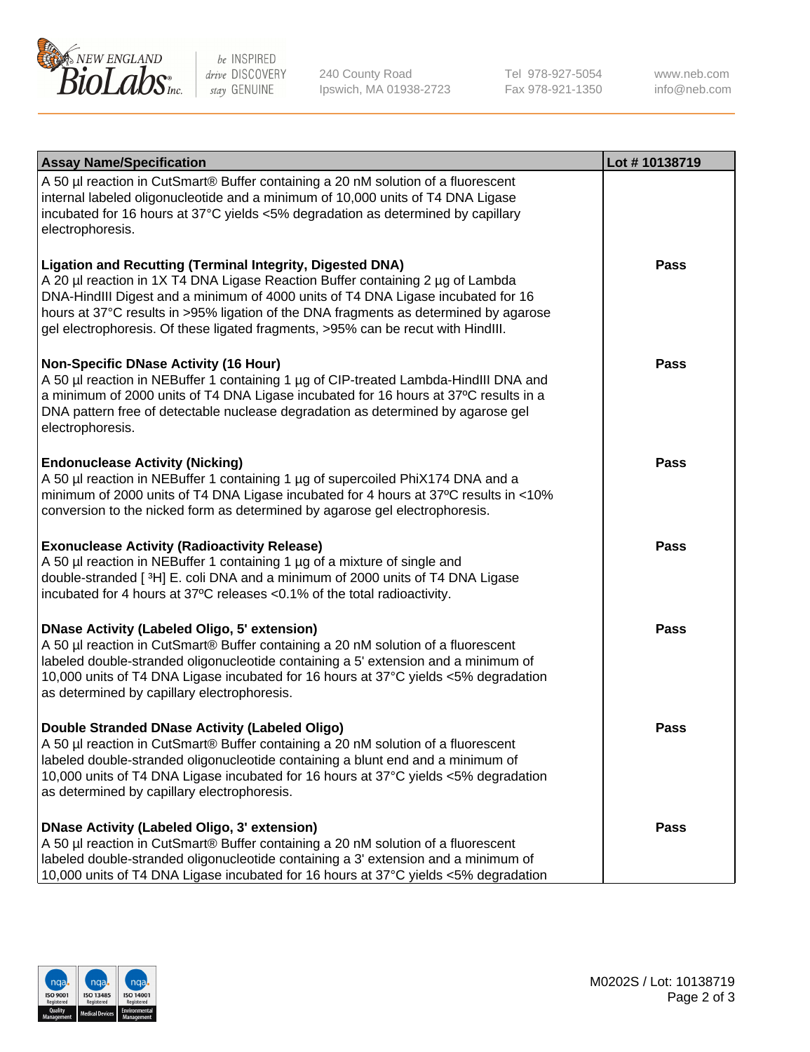| Assay Name/Specification | Lot # 10138719 |
| --- | --- |
| A 50 µl reaction in CutSmart® Buffer containing a 20 nM solution of a fluorescent internal labeled oligonucleotide and a minimum of 10,000 units of T4 DNA Ligase incubated for 16 hours at 37°C yields <5% degradation as determined by capillary electrophoresis. | |
| **Ligation and Recutting (Terminal Integrity, Digested DNA)**<br>A 20 µl reaction in 1X T4 DNA Ligase Reaction Buffer containing 2 µg of Lambda DNA-HindIII Digest and a minimum of 4000 units of T4 DNA Ligase incubated for 16 hours at 37°C results in >95% ligation of the DNA fragments as determined by agarose gel electrophoresis. Of these ligated fragments, >95% can be recut with HindIII. | **Pass** |
| **Non-Specific DNase Activity (16 Hour)**<br>A 50 µl reaction in NEBuffer 1 containing 1 µg of CIP-treated Lambda-HindIII DNA and a minimum of 2000 units of T4 DNA Ligase incubated for 16 hours at 37ºC results in a DNA pattern free of detectable nuclease degradation as determined by agarose gel electrophoresis. | **Pass** |
| **Endonuclease Activity (Nicking)**<br>A 50 µl reaction in NEBuffer 1 containing 1 µg of supercoiled PhiX174 DNA and a minimum of 2000 units of T4 DNA Ligase incubated for 4 hours at 37ºC results in <10% conversion to the nicked form as determined by agarose gel electrophoresis. | **Pass** |
| **Exonuclease Activity (Radioactivity Release)**<br>A 50 µl reaction in NEBuffer 1 containing 1 µg of a mixture of single and double-stranded [ $^3$H] E. coli DNA and a minimum of 2000 units of T4 DNA Ligase incubated for 4 hours at 37ºC releases <0.1% of the total radioactivity. | **Pass** |
| **DNase Activity (Labeled Oligo, 5' extension)**<br>A 50 µl reaction in CutSmart® Buffer containing a 20 nM solution of a fluorescent labeled double-stranded oligonucleotide containing a 5' extension and a minimum of 10,000 units of T4 DNA Ligase incubated for 16 hours at 37°C yields <5% degradation as determined by capillary electrophoresis. | **Pass** |
| **Double Stranded DNase Activity (Labeled Oligo)**<br>A 50 µl reaction in CutSmart® Buffer containing a 20 nM solution of a fluorescent labeled double-stranded oligonucleotide containing a blunt end and a minimum of 10,000 units of T4 DNA Ligase incubated for 16 hours at 37°C yields <5% degradation as determined by capillary electrophoresis. | **Pass** |
| **DNase Activity (Labeled Oligo, 3' extension)**<br>A 50 µl reaction in CutSmart® Buffer containing a 20 nM solution of a fluorescent labeled double-stranded oligonucleotide containing a 3' extension and a minimum of 10,000 units of T4 DNA Ligase incubated for 16 hours at 37°C yields <5% degradation | **Pass** |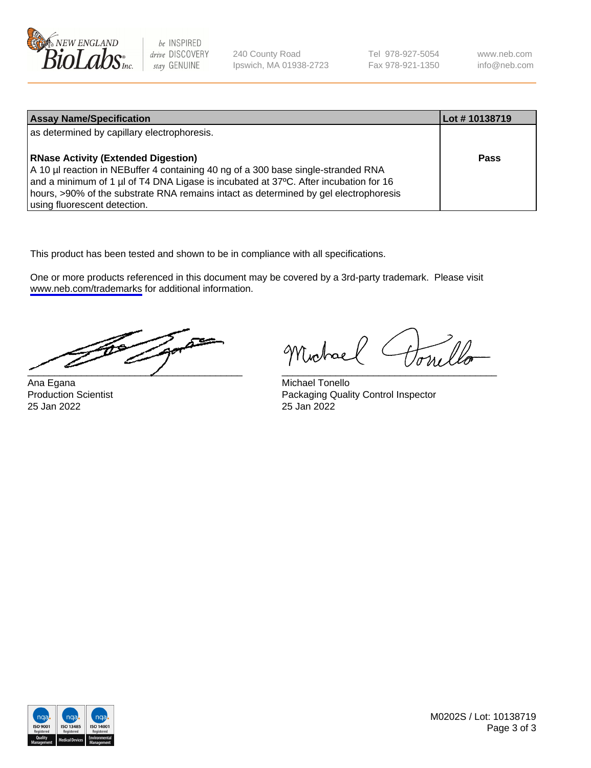| Assay Name/Specification | Lot # 10138719 |
| --- | --- |
| as determined by capillary electrophoresis. | |
| **RNase Activity (Extended Digestion)**<br>A 10 µl reaction in NEBuffer 4 containing 40 ng of a 300 base single-stranded RNA and a minimum of 1 µl of T4 DNA Ligase is incubated at 37ºC. After incubation for 16 hours, >90% of the substrate RNA remains intact as determined by gel electrophoresis using fluorescent detection. | **Pass** |

This product has been tested and shown to be in compliance with all specifications.

One or more products referenced in this document may be covered by a 3rd-party trademark. Please visit www.neb.com/trademarks for additional information.

Ana Egana
Production Scientist
25 Jan 2022

Michael Tonello
Packaging Quality Control Inspector
25 Jan 2022

M0202S / Lot: 10138719